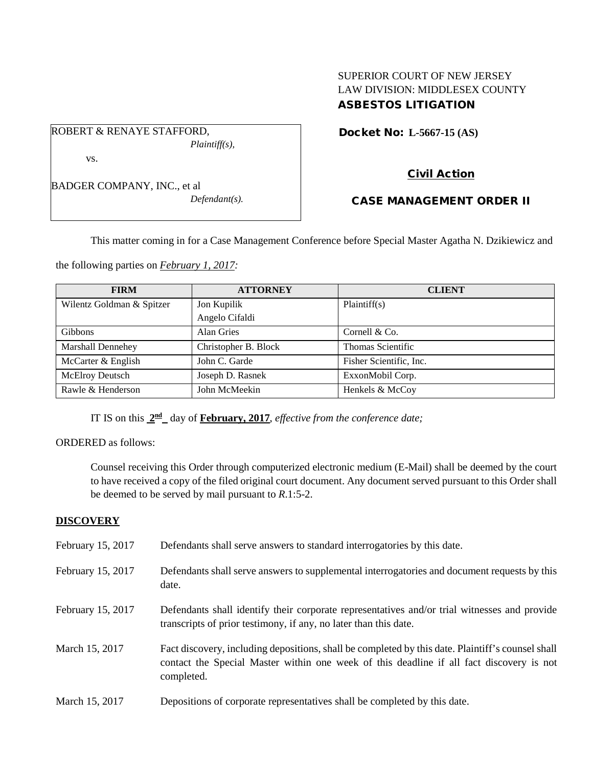SUPERIOR COURT OF NEW JERSEY
LAW DIVISION: MIDDLESEX COUNTY
**ASBESTOS LITIGATION**

ROBERT & RENAYE STAFFORD,
*Plaintiff(s),*

vs.

BADGER COMPANY, INC., et al
*Defendant(s).*

**Docket No: L-5667-15 (AS)**

**Civil Action**

**CASE MANAGEMENT ORDER II**

This matter coming in for a Case Management Conference before Special Master Agatha N. Dzikiewicz and the following parties on *February 1, 2017:*

| FIRM | ATTORNEY | CLIENT |
|---|---|---|
| Wilentz Goldman & Spitzer | Jon Kupilik<br>Angelo Cifaldi | Plaintiff(s) |
| Gibbons | Alan Gries | Cornell & Co. |
| Marshall Dennehey | Christopher B. Block | Thomas Scientific |
| McCarter & English | John C. Garde | Fisher Scientific, Inc. |
| McElroy Deutsch | Joseph D. Rasnek | ExxonMobil Corp. |
| Rawle & Henderson | John McMeekin | Henkels & McCoy |

IT IS on this **2nd** day of **February, 2017**, *effective from the conference date;*

ORDERED as follows:

Counsel receiving this Order through computerized electronic medium (E-Mail) shall be deemed by the court to have received a copy of the filed original court document. Any document served pursuant to this Order shall be deemed to be served by mail pursuant to *R*.1:5-2.

## DISCOVERY

February 15, 2017 — Defendants shall serve answers to standard interrogatories by this date.

February 15, 2017 — Defendants shall serve answers to supplemental interrogatories and document requests by this date.

February 15, 2017 — Defendants shall identify their corporate representatives and/or trial witnesses and provide transcripts of prior testimony, if any, no later than this date.

March 15, 2017 — Fact discovery, including depositions, shall be completed by this date. Plaintiff's counsel shall contact the Special Master within one week of this deadline if all fact discovery is not completed.

March 15, 2017 — Depositions of corporate representatives shall be completed by this date.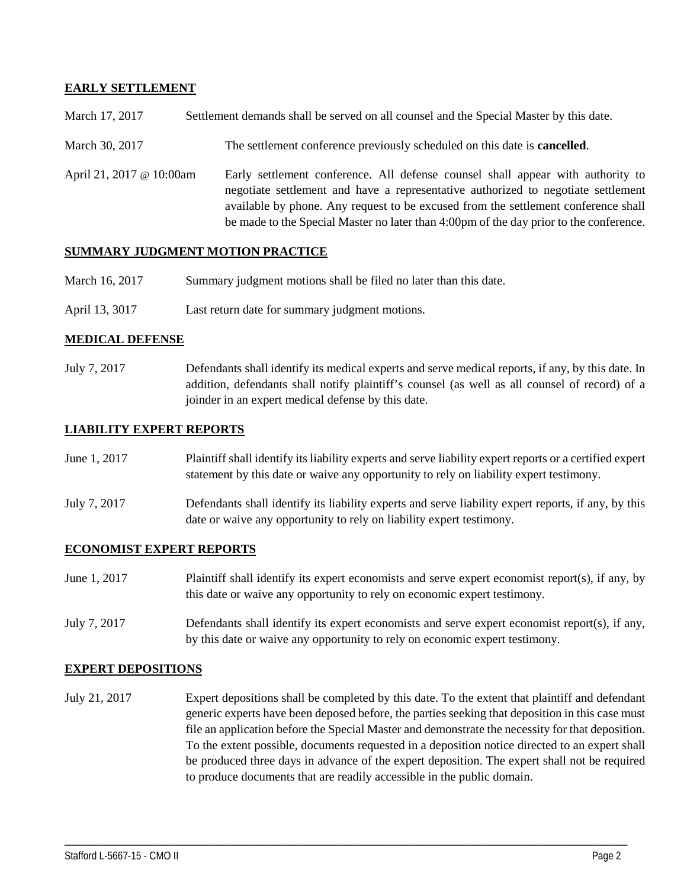## EARLY SETTLEMENT

| | |
|---|---|
| March 17, 2017 | Settlement demands shall be served on all counsel and the Special Master by this date. |
| March 30, 2017 | The settlement conference previously scheduled on this date is **cancelled**. |
| April 21, 2017 @ 10:00am | Early settlement conference. All defense counsel shall appear with authority to negotiate settlement and have a representative authorized to negotiate settlement available by phone. Any request to be excused from the settlement conference shall be made to the Special Master no later than 4:00pm of the day prior to the conference. |

## SUMMARY JUDGMENT MOTION PRACTICE

| | |
|---|---|
| March 16, 2017 | Summary judgment motions shall be filed no later than this date. |
| April 13, 3017 | Last return date for summary judgment motions. |

## MEDICAL DEFENSE

| | |
|---|---|
| July 7, 2017 | Defendants shall identify its medical experts and serve medical reports, if any, by this date. In addition, defendants shall notify plaintiff's counsel (as well as all counsel of record) of a joinder in an expert medical defense by this date. |

## LIABILITY EXPERT REPORTS

| | |
|---|---|
| June 1, 2017 | Plaintiff shall identify its liability experts and serve liability expert reports or a certified expert statement by this date or waive any opportunity to rely on liability expert testimony. |
| July 7, 2017 | Defendants shall identify its liability experts and serve liability expert reports, if any, by this date or waive any opportunity to rely on liability expert testimony. |

## ECONOMIST EXPERT REPORTS

| | |
|---|---|
| June 1, 2017 | Plaintiff shall identify its expert economists and serve expert economist report(s), if any, by this date or waive any opportunity to rely on economic expert testimony. |
| July 7, 2017 | Defendants shall identify its expert economists and serve expert economist report(s), if any, by this date or waive any opportunity to rely on economic expert testimony. |

## EXPERT DEPOSITIONS

| | |
|---|---|
| July 21, 2017 | Expert depositions shall be completed by this date. To the extent that plaintiff and defendant generic experts have been deposed before, the parties seeking that deposition in this case must file an application before the Special Master and demonstrate the necessity for that deposition. To the extent possible, documents requested in a deposition notice directed to an expert shall be produced three days in advance of the expert deposition. The expert shall not be required to produce documents that are readily accessible in the public domain. |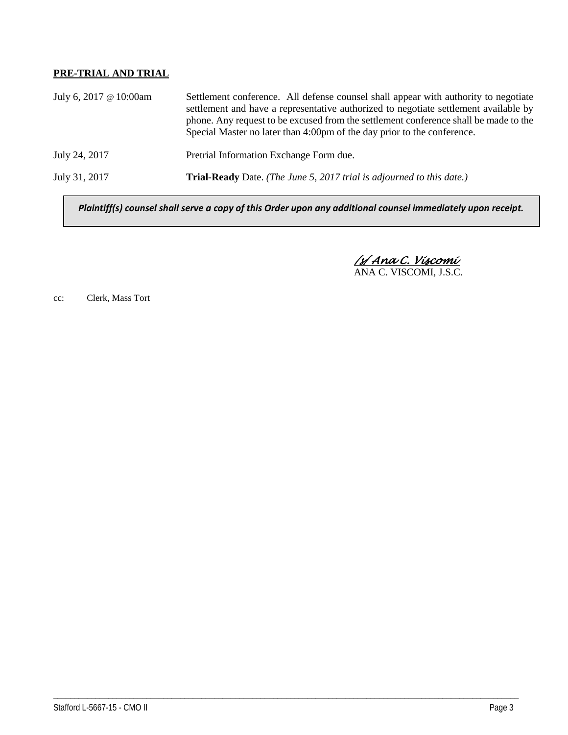**PRE-TRIAL AND TRIAL**

| | |
|---|---|
| July 6, 2017 @ 10:00am | Settlement conference. All defense counsel shall appear with authority to negotiate settlement and have a representative authorized to negotiate settlement available by phone. Any request to be excused from the settlement conference shall be made to the Special Master no later than 4:00pm of the day prior to the conference. |
| July 24, 2017 | Pretrial Information Exchange Form due. |
| July 31, 2017 | **Trial-Ready** Date. *(The June 5, 2017 trial is adjourned to this date.)* |

***Plaintiff(s) counsel shall serve a copy of this Order upon any additional counsel immediately upon receipt.***

*/s/ Ana C. Viscomi*
ANA C. VISCOMI, J.S.C.

cc: Clerk, Mass Tort